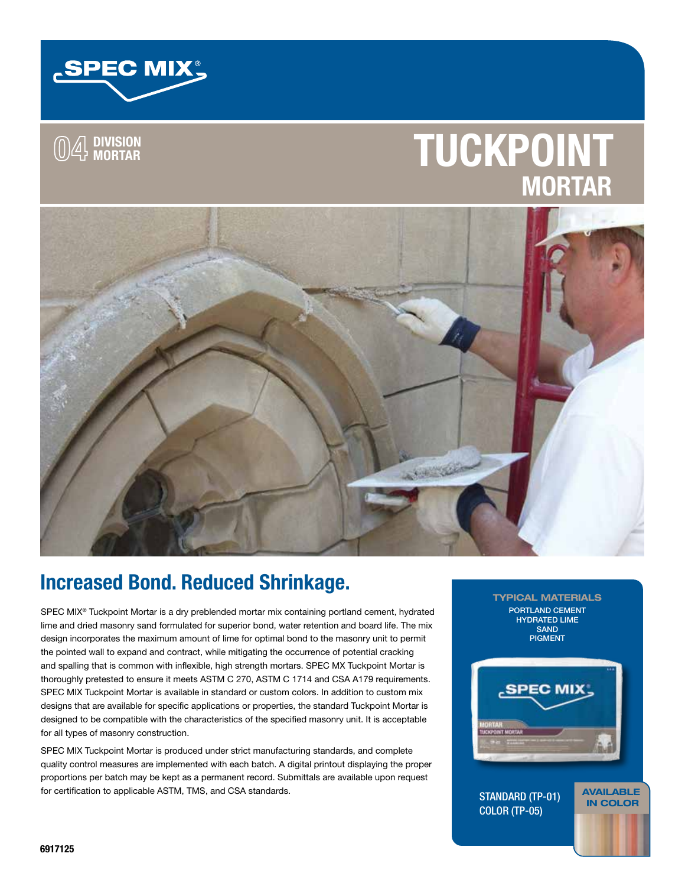SPEC MIX®

04 DIVISION MORTAR

# TUCKPOINT MORTAR

## Increased Bond. Reduced Shrinkage.

SPEC MIX® Tuckpoint Mortar is a dry preblended mortar mix containing portland cement, hydrated lime and dried masonry sand formulated for superior bond, water retention and board life. The mix design incorporates the maximum amount of lime for optimal bond to the masonry unit to permit the pointed wall to expand and contract, while mitigating the occurrence of potential cracking and spalling that is common with inflexible, high strength mortars. SPEC MX Tuckpoint Mortar is thoroughly pretested to ensure it meets ASTM C 270, ASTM C 1714 and CSA A179 requirements. SPEC MIX Tuckpoint Mortar is available in standard or custom colors. In addition to custom mix designs that are available for specific applications or properties, the standard Tuckpoint Mortar is designed to be compatible with the characteristics of the specified masonry unit. It is acceptable for all types of masonry construction.

SPEC MIX Tuckpoint Mortar is produced under strict manufacturing standards, and complete quality control measures are implemented with each batch. A digital printout displaying the proper proportions per batch may be kept as a permanent record. Submittals are available upon request for certification to applicable ASTM, TMS, and CSA standards.

**TYPICAL MATERIALS**

PORTLAND CEMENT
HYDRATED LIME
SAND
PIGMENT

STANDARD (TP-01)
COLOR (TP-05)

**AVAILABLE IN COLOR**

6917125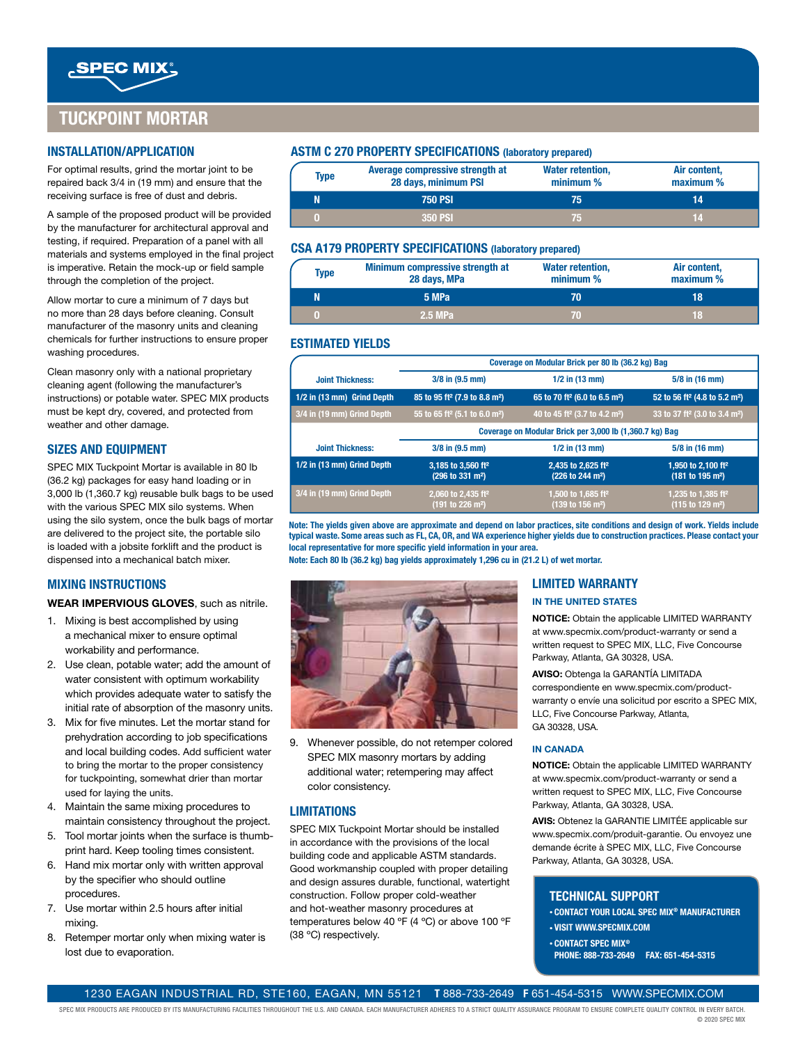# TUCKPOINT MORTAR

## INSTALLATION/APPLICATION

For optimal results, grind the mortar joint to be repaired back 3/4 in (19 mm) and ensure that the receiving surface is free of dust and debris.

A sample of the proposed product will be provided by the manufacturer for architectural approval and testing, if required. Preparation of a panel with all materials and systems employed in the final project is imperative. Retain the mock-up or field sample through the completion of the project.

Allow mortar to cure a minimum of 7 days but no more than 28 days before cleaning. Consult manufacturer of the masonry units and cleaning chemicals for further instructions to ensure proper washing procedures.

Clean masonry only with a national proprietary cleaning agent (following the manufacturer's instructions) or potable water. SPEC MIX products must be kept dry, covered, and protected from weather and other damage.

## SIZES AND EQUIPMENT

SPEC MIX Tuckpoint Mortar is available in 80 lb (36.2 kg) packages for easy hand loading or in 3,000 lb (1,360.7 kg) reusable bulk bags to be used with the various SPEC MIX silo systems. When using the silo system, once the bulk bags of mortar are delivered to the project site, the portable silo is loaded with a jobsite forklift and the product is dispensed into a mechanical batch mixer.

## MIXING INSTRUCTIONS

**WEAR IMPERVIOUS GLOVES**, such as nitrile.

1. Mixing is best accomplished by using a mechanical mixer to ensure optimal workability and performance.
2. Use clean, potable water; add the amount of water consistent with optimum workability which provides adequate water to satisfy the initial rate of absorption of the masonry units.
3. Mix for five minutes. Let the mortar stand for prehydration according to job specifications and local building codes. Add sufficient water to bring the mortar to the proper consistency for tuckpointing, somewhat drier than mortar used for laying the units.
4. Maintain the same mixing procedures to maintain consistency throughout the project.
5. Tool mortar joints when the surface is thumbprint hard. Keep tooling times consistent.
6. Hand mix mortar only with written approval by the specifier who should outline procedures.
7. Use mortar within 2.5 hours after initial mixing.
8. Retemper mortar only when mixing water is lost due to evaporation.
9. Whenever possible, do not retemper colored SPEC MIX masonry mortars by adding additional water; retempering may affect color consistency.

## ASTM C 270 PROPERTY SPECIFICATIONS (laboratory prepared)

| Type | Average compressive strength at 28 days, minimum PSI | Water retention, minimum % | Air content, maximum % |
|---|---|---|---|
| N | 750 PSI | 75 | 14 |
| O | 350 PSI | 75 | 14 |

## CSA A179 PROPERTY SPECIFICATIONS (laboratory prepared)

| Type | Minimum compressive strength at 28 days, MPa | Water retention, minimum % | Air content, maximum % |
|---|---|---|---|
| N | 5 MPa | 70 | 18 |
| O | 2.5 MPa | 70 | 18 |

## ESTIMATED YIELDS

| | Coverage on Modular Brick per 80 lb (36.2 kg) Bag | | |
|---|---|---|---|
| **Joint Thickness:** | 3/8 in (9.5 mm) | 1/2 in (13 mm) | 5/8 in (16 mm) |
| 1/2 in (13 mm) Grind Depth | 85 to 95 ft² (7.9 to 8.8 m²) | 65 to 70 ft² (6.0 to 6.5 m²) | 52 to 56 ft² (4.8 to 5.2 m²) |
| 3/4 in (19 mm) Grind Depth | 55 to 65 ft² (5.1 to 6.0 m²) | 40 to 45 ft² (3.7 to 4.2 m²) | 33 to 37 ft² (3.0 to 3.4 m²) |
| | **Coverage on Modular Brick per 3,000 lb (1,360.7 kg) Bag** | | |
| **Joint Thickness:** | 3/8 in (9.5 mm) | 1/2 in (13 mm) | 5/8 in (16 mm) |
| 1/2 in (13 mm) Grind Depth | 3,185 to 3,560 ft² (296 to 331 m²) | 2,435 to 2,625 ft² (226 to 244 m²) | 1,950 to 2,100 ft² (181 to 195 m²) |
| 3/4 in (19 mm) Grind Depth | 2,060 to 2,435 ft² (191 to 226 m²) | 1,500 to 1,685 ft² (139 to 156 m²) | 1,235 to 1,385 ft² (115 to 129 m²) |

**Note: The yields given above are approximate and depend on labor practices, site conditions and design of work. Yields include typical waste. Some areas such as FL, CA, OR, and WA experience higher yields due to construction practices. Please contact your local representative for more specific yield information in your area.**

**Note: Each 80 lb (36.2 kg) bag yields approximately 1,296 cu in (21.2 L) of wet mortar.**

## LIMITATIONS

SPEC MIX Tuckpoint Mortar should be installed in accordance with the provisions of the local building code and applicable ASTM standards. Good workmanship coupled with proper detailing and design assures durable, functional, watertight construction. Follow proper cold-weather and hot-weather masonry procedures at temperatures below 40 °F (4 °C) or above 100 °F (38 °C) respectively.

## LIMITED WARRANTY

### IN THE UNITED STATES

**NOTICE:** Obtain the applicable LIMITED WARRANTY at www.specmix.com/product-warranty or send a written request to SPEC MIX, LLC, Five Concourse Parkway, Atlanta, GA 30328, USA.

**AVISO:** Obtenga la GARANTÍA LIMITADA correspondiente en www.specmix.com/product-warranty o envíe una solicitud por escrito a SPEC MIX, LLC, Five Concourse Parkway, Atlanta, GA 30328, USA.

### IN CANADA

**NOTICE:** Obtain the applicable LIMITED WARRANTY at www.specmix.com/product-warranty or send a written request to SPEC MIX, LLC, Five Concourse Parkway, Atlanta, GA 30328, USA.

**AVIS:** Obtenez la GARANTIE LIMITÉE applicable sur www.specmix.com/produit-garantie. Ou envoyez une demande écrite à SPEC MIX, LLC, Five Concourse Parkway, Atlanta, GA 30328, USA.

## TECHNICAL SUPPORT

- CONTACT YOUR LOCAL SPEC MIX® MANUFACTURER
- VISIT WWW.SPECMIX.COM
- CONTACT SPEC MIX®
  PHONE: 888-733-2649 FAX: 651-454-5315

1230 EAGAN INDUSTRIAL RD, STE160, EAGAN, MN 55121 **T** 888-733-2649 **F** 651-454-5315 WWW.SPECMIX.COM

SPEC MIX PRODUCTS ARE PRODUCED BY ITS MANUFACTURING FACILITIES THROUGHOUT THE U.S. AND CANADA. EACH MANUFACTURER ADHERES TO A STRICT QUALITY ASSURANCE PROGRAM TO ENSURE COMPLETE QUALITY CONTROL IN EVERY BATCH.

© 2020 SPEC MIX